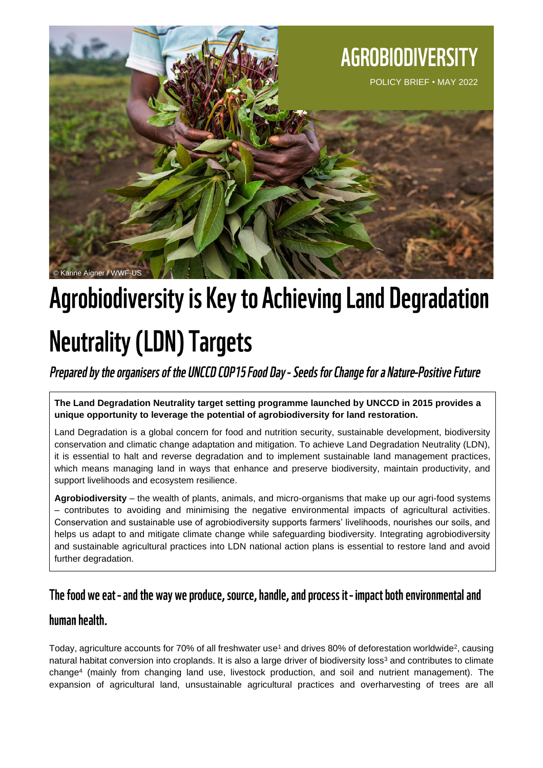AGROBIODIVERSITY

POLICY BRIEF • MAY 2022

© Karine Aigner / WWF-US

# Agrobiodiversity is Key to Achieving Land Degradation Neutrality (LDN) Targets

*Prepared by the organisers of the UNCCD COP15 Food Day - Seeds for Change for a Nature-Positive Future*

**The Land Degradation Neutrality target setting programme launched by UNCCD in 2015 provides a unique opportunity to leverage the potential of agrobiodiversity for land restoration.**

Land Degradation is a global concern for food and nutrition security, sustainable development, biodiversity conservation and climatic change adaptation and mitigation. To achieve Land Degradation Neutrality (LDN), it is essential to halt and reverse degradation and to implement sustainable land management practices, which means managing land in ways that enhance and preserve biodiversity, maintain productivity, and support livelihoods and ecosystem resilience.

**Agrobiodiversity** – the wealth of plants, animals, and micro-organisms that make up our agri-food systems – contributes to avoiding and minimising the negative environmental impacts of agricultural activities. Conservation and sustainable use of agrobiodiversity supports farmers' livelihoods, nourishes our soils, and helps us adapt to and mitigate climate change while safeguarding biodiversity. Integrating agrobiodiversity and sustainable agricultural practices into LDN national action plans is essential to restore land and avoid further degradation.

## The food we eat - and the way we produce, source, handle, and process it - impact both environmental and human health.

Today, agriculture accounts for 70% of all freshwater use[1] and drives 80% of deforestation worldwide[2], causing natural habitat conversion into croplands. It is also a large driver of biodiversity loss[3] and contributes to climate change[4] (mainly from changing land use, livestock production, and soil and nutrient management). The expansion of agricultural land, unsustainable agricultural practices and overharvesting of trees are all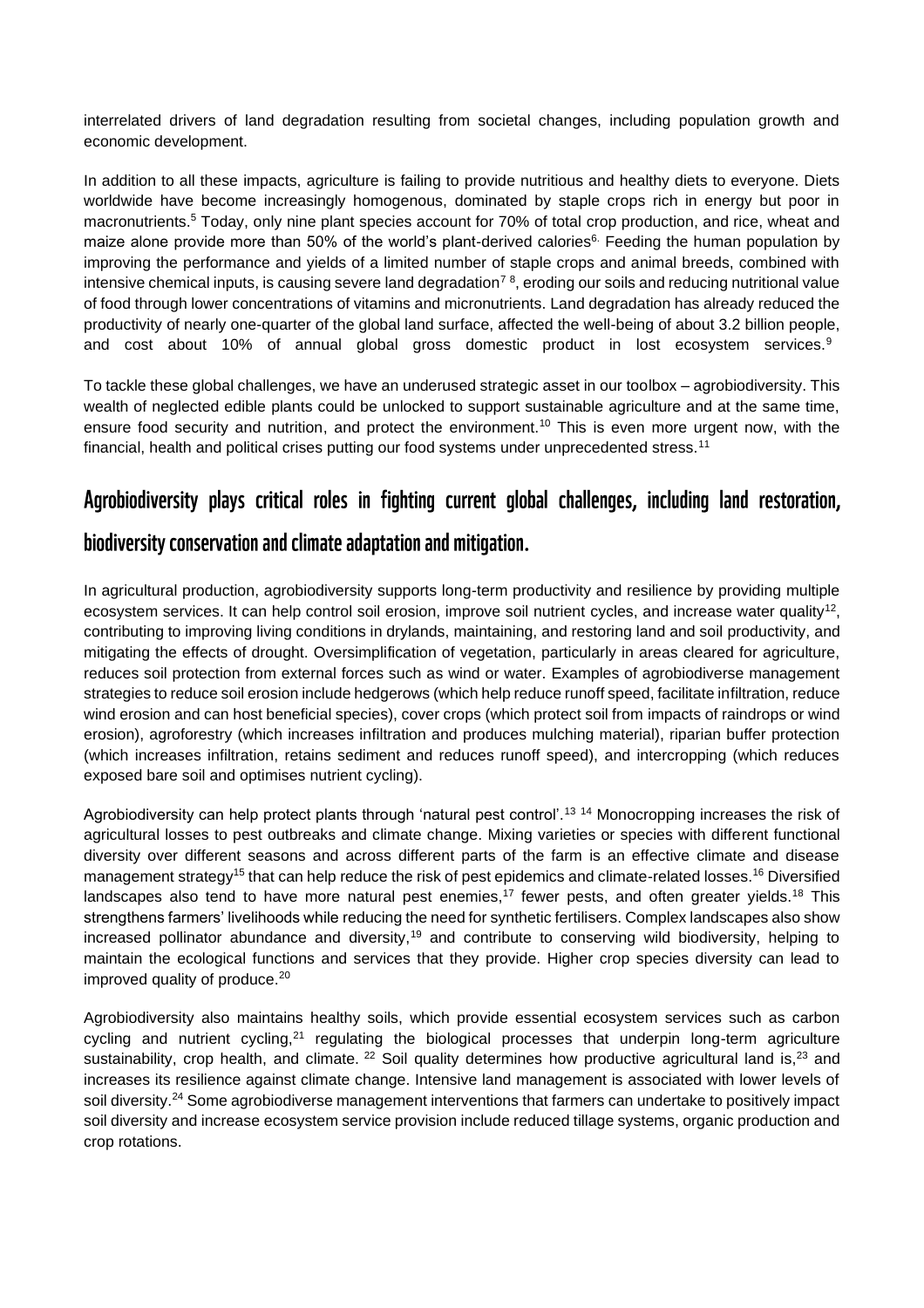interrelated drivers of land degradation resulting from societal changes, including population growth and economic development.

In addition to all these impacts, agriculture is failing to provide nutritious and healthy diets to everyone. Diets worldwide have become increasingly homogenous, dominated by staple crops rich in energy but poor in macronutrients.[5] Today, only nine plant species account for 70% of total crop production, and rice, wheat and maize alone provide more than 50% of the world's plant-derived calories[6]. Feeding the human population by improving the performance and yields of a limited number of staple crops and animal breeds, combined with intensive chemical inputs, is causing severe land degradation[7 8], eroding our soils and reducing nutritional value of food through lower concentrations of vitamins and micronutrients. Land degradation has already reduced the productivity of nearly one-quarter of the global land surface, affected the well-being of about 3.2 billion people, and cost about 10% of annual global gross domestic product in lost ecosystem services.[9]

To tackle these global challenges, we have an underused strategic asset in our toolbox – agrobiodiversity. This wealth of neglected edible plants could be unlocked to support sustainable agriculture and at the same time, ensure food security and nutrition, and protect the environment.[10] This is even more urgent now, with the financial, health and political crises putting our food systems under unprecedented stress.[11]

## Agrobiodiversity plays critical roles in fighting current global challenges, including land restoration, biodiversity conservation and climate adaptation and mitigation.

In agricultural production, agrobiodiversity supports long-term productivity and resilience by providing multiple ecosystem services. It can help control soil erosion, improve soil nutrient cycles, and increase water quality[12], contributing to improving living conditions in drylands, maintaining, and restoring land and soil productivity, and mitigating the effects of drought. Oversimplification of vegetation, particularly in areas cleared for agriculture, reduces soil protection from external forces such as wind or water. Examples of agrobiodiverse management strategies to reduce soil erosion include hedgerows (which help reduce runoff speed, facilitate infiltration, reduce wind erosion and can host beneficial species), cover crops (which protect soil from impacts of raindrops or wind erosion), agroforestry (which increases infiltration and produces mulching material), riparian buffer protection (which increases infiltration, retains sediment and reduces runoff speed), and intercropping (which reduces exposed bare soil and optimises nutrient cycling).

Agrobiodiversity can help protect plants through 'natural pest control'.[13 14] Monocropping increases the risk of agricultural losses to pest outbreaks and climate change. Mixing varieties or species with different functional diversity over different seasons and across different parts of the farm is an effective climate and disease management strategy[15] that can help reduce the risk of pest epidemics and climate-related losses.[16] Diversified landscapes also tend to have more natural pest enemies,[17] fewer pests, and often greater yields.[18] This strengthens farmers' livelihoods while reducing the need for synthetic fertilisers. Complex landscapes also show increased pollinator abundance and diversity,[19] and contribute to conserving wild biodiversity, helping to maintain the ecological functions and services that they provide. Higher crop species diversity can lead to improved quality of produce.[20]

Agrobiodiversity also maintains healthy soils, which provide essential ecosystem services such as carbon cycling and nutrient cycling,[21] regulating the biological processes that underpin long-term agriculture sustainability, crop health, and climate. [22] Soil quality determines how productive agricultural land is,[23] and increases its resilience against climate change. Intensive land management is associated with lower levels of soil diversity.[24] Some agrobiodiverse management interventions that farmers can undertake to positively impact soil diversity and increase ecosystem service provision include reduced tillage systems, organic production and crop rotations.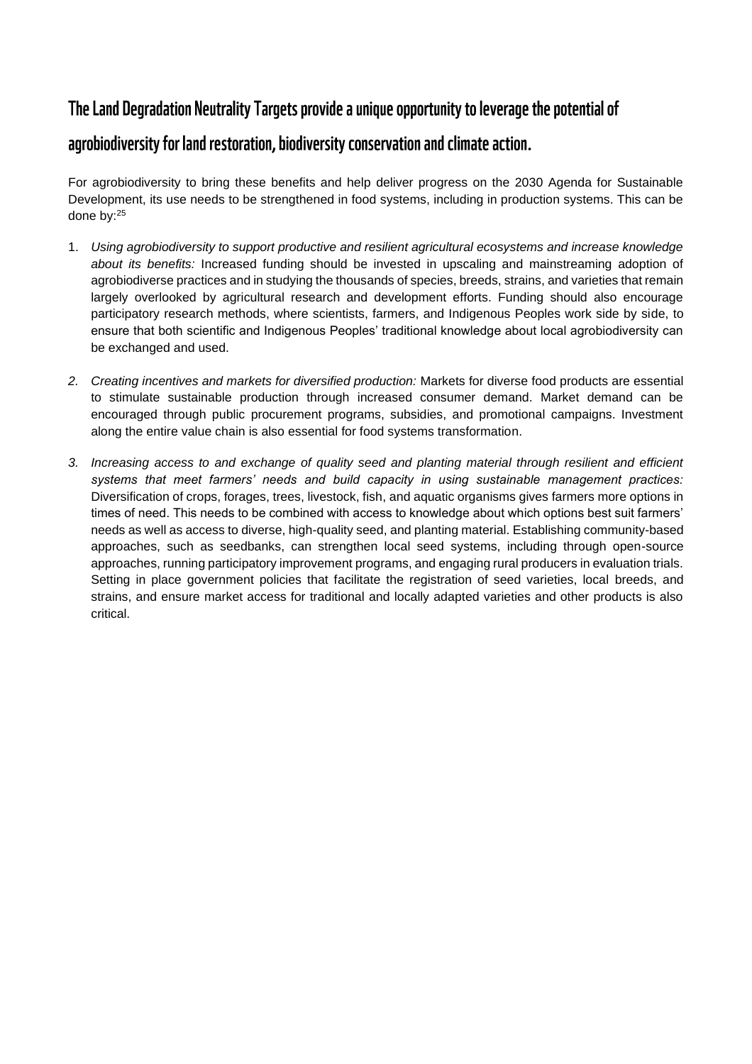## The Land Degradation Neutrality Targets provide a unique opportunity to leverage the potential of agrobiodiversity for land restoration, biodiversity conservation and climate action.

For agrobiodiversity to bring these benefits and help deliver progress on the 2030 Agenda for Sustainable Development, its use needs to be strengthened in food systems, including in production systems. This can be done by:[25]

1. *Using agrobiodiversity to support productive and resilient agricultural ecosystems and increase knowledge about its benefits:* Increased funding should be invested in upscaling and mainstreaming adoption of agrobiodiverse practices and in studying the thousands of species, breeds, strains, and varieties that remain largely overlooked by agricultural research and development efforts. Funding should also encourage participatory research methods, where scientists, farmers, and Indigenous Peoples work side by side, to ensure that both scientific and Indigenous Peoples' traditional knowledge about local agrobiodiversity can be exchanged and used.

2. *Creating incentives and markets for diversified production:* Markets for diverse food products are essential to stimulate sustainable production through increased consumer demand. Market demand can be encouraged through public procurement programs, subsidies, and promotional campaigns. Investment along the entire value chain is also essential for food systems transformation.

3. *Increasing access to and exchange of quality seed and planting material through resilient and efficient systems that meet farmers' needs and build capacity in using sustainable management practices:* Diversification of crops, forages, trees, livestock, fish, and aquatic organisms gives farmers more options in times of need. This needs to be combined with access to knowledge about which options best suit farmers' needs as well as access to diverse, high-quality seed, and planting material. Establishing community-based approaches, such as seedbanks, can strengthen local seed systems, including through open-source approaches, running participatory improvement programs, and engaging rural producers in evaluation trials. Setting in place government policies that facilitate the registration of seed varieties, local breeds, and strains, and ensure market access for traditional and locally adapted varieties and other products is also critical.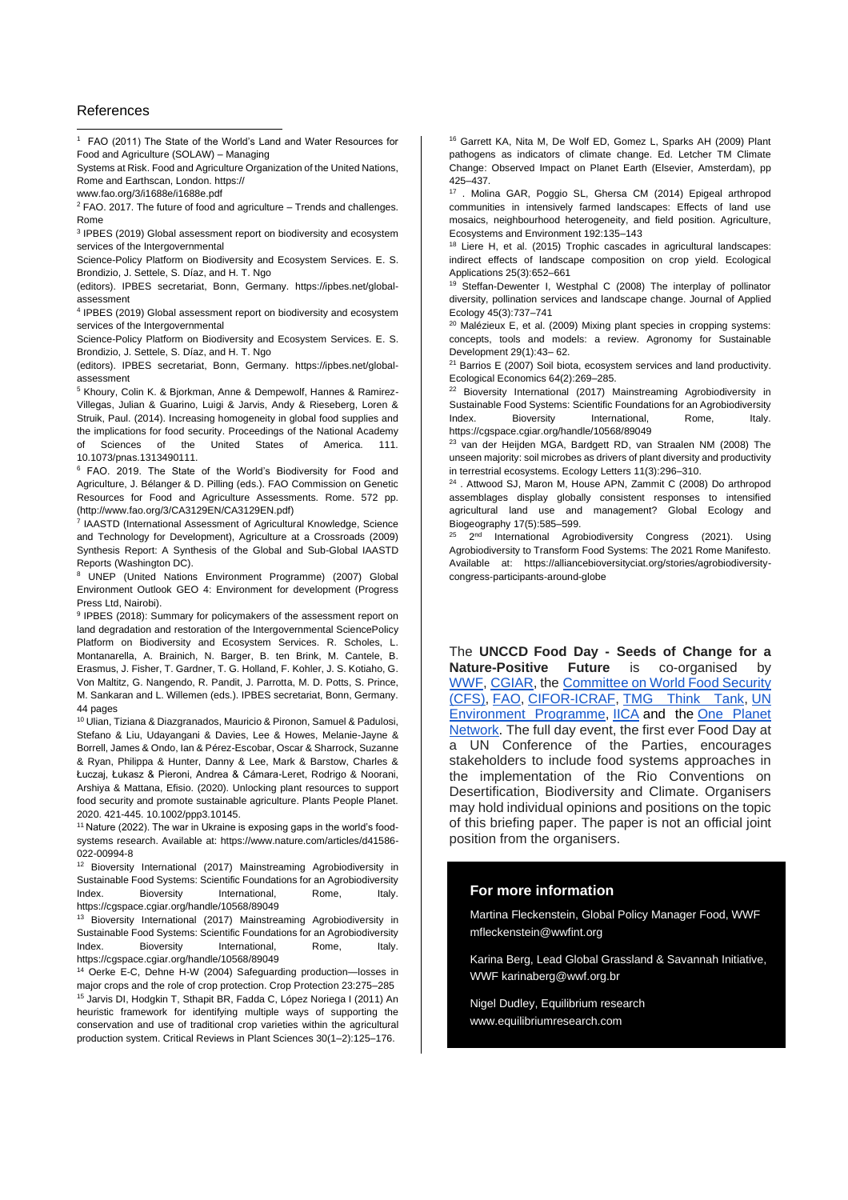## References

[1] FAO (2011) The State of the World's Land and Water Resources for Food and Agriculture (SOLAW) – Managing
Systems at Risk. Food and Agriculture Organization of the United Nations, Rome and Earthscan, London. https://
www.fao.org/3/i1688e/i1688e.pdf

[2] FAO. 2017. The future of food and agriculture – Trends and challenges. Rome

[3] IPBES (2019) Global assessment report on biodiversity and ecosystem services of the Intergovernmental
Science-Policy Platform on Biodiversity and Ecosystem Services. E. S. Brondizio, J. Settele, S. Díaz, and H. T. Ngo
(editors). IPBES secretariat, Bonn, Germany. https://ipbes.net/global-assessment

[4] IPBES (2019) Global assessment report on biodiversity and ecosystem services of the Intergovernmental
Science-Policy Platform on Biodiversity and Ecosystem Services. E. S. Brondizio, J. Settele, S. Díaz, and H. T. Ngo
(editors). IPBES secretariat, Bonn, Germany. https://ipbes.net/global-assessment

[5] Khoury, Colin K. & Bjorkman, Anne & Dempewolf, Hannes & Ramirez-Villegas, Julian & Guarino, Luigi & Jarvis, Andy & Rieseberg, Loren & Struik, Paul. (2014). Increasing homogeneity in global food supplies and the implications for food security. Proceedings of the National Academy of Sciences of the United States of America. 111. 10.1073/pnas.1313490111.

[6] FAO. 2019. The State of the World's Biodiversity for Food and Agriculture, J. Bélanger & D. Pilling (eds.). FAO Commission on Genetic Resources for Food and Agriculture Assessments. Rome. 572 pp. (http://www.fao.org/3/CA3129EN/CA3129EN.pdf)

[7] IAASTD (International Assessment of Agricultural Knowledge, Science and Technology for Development), Agriculture at a Crossroads (2009) Synthesis Report: A Synthesis of the Global and Sub-Global IAASTD Reports (Washington DC).

[8] UNEP (United Nations Environment Programme) (2007) Global Environment Outlook GEO 4: Environment for development (Progress Press Ltd, Nairobi).

[9] IPBES (2018): Summary for policymakers of the assessment report on land degradation and restoration of the Intergovernmental SciencePolicy Platform on Biodiversity and Ecosystem Services. R. Scholes, L. Montanarella, A. Brainich, N. Barger, B. ten Brink, M. Cantele, B. Erasmus, J. Fisher, T. Gardner, T. G. Holland, F. Kohler, J. S. Kotiaho, G. Von Maltitz, G. Nangendo, R. Pandit, J. Parrotta, M. D. Potts, S. Prince, M. Sankaran and L. Willemen (eds.). IPBES secretariat, Bonn, Germany. 44 pages

[10] Ulian, Tiziana & Diazgranados, Mauricio & Pironon, Samuel & Padulosi, Stefano & Liu, Udayangani & Davies, Lee & Howes, Melanie-Jayne & Borrell, James & Ondo, Ian & Pérez-Escobar, Oscar & Sharrock, Suzanne & Ryan, Philippa & Hunter, Danny & Lee, Mark & Barstow, Charles & Łuczaj, Łukasz & Pieroni, Andrea & Cámara-Leret, Rodrigo & Noorani, Arshiya & Mattana, Efisio. (2020). Unlocking plant resources to support food security and promote sustainable agriculture. Plants People Planet. 2020. 421-445. 10.1002/ppp3.10145.

[11] Nature (2022). The war in Ukraine is exposing gaps in the world's food-systems research. Available at: https://www.nature.com/articles/d41586-022-00994-8

[12] Bioversity International (2017) Mainstreaming Agrobiodiversity in Sustainable Food Systems: Scientific Foundations for an Agrobiodiversity Index. Bioversity International, Rome, Italy. https://cgspace.cgiar.org/handle/10568/89049

[13] Bioversity International (2017) Mainstreaming Agrobiodiversity in Sustainable Food Systems: Scientific Foundations for an Agrobiodiversity Index. Bioversity International, Rome, Italy. https://cgspace.cgiar.org/handle/10568/89049

[14] Oerke E-C, Dehne H-W (2004) Safeguarding production—losses in major crops and the role of crop protection. Crop Protection 23:275–285

[15] Jarvis DI, Hodgkin T, Sthapit BR, Fadda C, López Noriega I (2011) An heuristic framework for identifying multiple ways of supporting the conservation and use of traditional crop varieties within the agricultural production system. Critical Reviews in Plant Sciences 30(1–2):125–176.

[16] Garrett KA, Nita M, De Wolf ED, Gomez L, Sparks AH (2009) Plant pathogens as indicators of climate change. Ed. Letcher TM Climate Change: Observed Impact on Planet Earth (Elsevier, Amsterdam), pp 425–437.

[17] . Molina GAR, Poggio SL, Ghersa CM (2014) Epigeal arthropod communities in intensively farmed landscapes: Effects of land use mosaics, neighbourhood heterogeneity, and field position. Agriculture, Ecosystems and Environment 192:135–143

[18] Liere H, et al. (2015) Trophic cascades in agricultural landscapes: indirect effects of landscape composition on crop yield. Ecological Applications 25(3):652–661

[19] Steffan-Dewenter I, Westphal C (2008) The interplay of pollinator diversity, pollination services and landscape change. Journal of Applied Ecology 45(3):737–741

[20] Malézieux E, et al. (2009) Mixing plant species in cropping systems: concepts, tools and models: a review. Agronomy for Sustainable Development 29(1):43– 62.

[21] Barrios E (2007) Soil biota, ecosystem services and land productivity. Ecological Economics 64(2):269–285.

[22] Bioversity International (2017) Mainstreaming Agrobiodiversity in Sustainable Food Systems: Scientific Foundations for an Agrobiodiversity Index. Bioversity International, Rome, Italy. https://cgspace.cgiar.org/handle/10568/89049

[23] van der Heijden MGA, Bardgett RD, van Straalen NM (2008) The unseen majority: soil microbes as drivers of plant diversity and productivity in terrestrial ecosystems. Ecology Letters 11(3):296–310.

[24] . Attwood SJ, Maron M, House APN, Zammit C (2008) Do arthropod assemblages display globally consistent responses to intensified agricultural land use and management? Global Ecology and Biogeography 17(5):585–599.

[25] 2nd International Agrobiodiversity Congress (2021). Using Agrobiodiversity to Transform Food Systems: The 2021 Rome Manifesto. Available at: https://alliancebioversityciat.org/stories/agrobiodiversity-congress-participants-around-globe

The **UNCCD Food Day - Seeds of Change for a Nature-Positive Future** is co-organised by WWF, CGIAR, the Committee on World Food Security (CFS), FAO, CIFOR-ICRAF, TMG Think Tank, UN Environment Programme, IICA and the One Planet Network. The full day event, the first ever Food Day at a UN Conference of the Parties, encourages stakeholders to include food systems approaches in the implementation of the Rio Conventions on Desertification, Biodiversity and Climate. Organisers may hold individual opinions and positions on the topic of this briefing paper. The paper is not an official joint position from the organisers.

### For more information

Martina Fleckenstein, Global Policy Manager Food, WWF
mfleckenstein@wwfint.org

Karina Berg, Lead Global Grassland & Savannah Initiative, WWF karinaberg@wwf.org.br

Nigel Dudley, Equilibrium research
www.equilibriumresearch.com